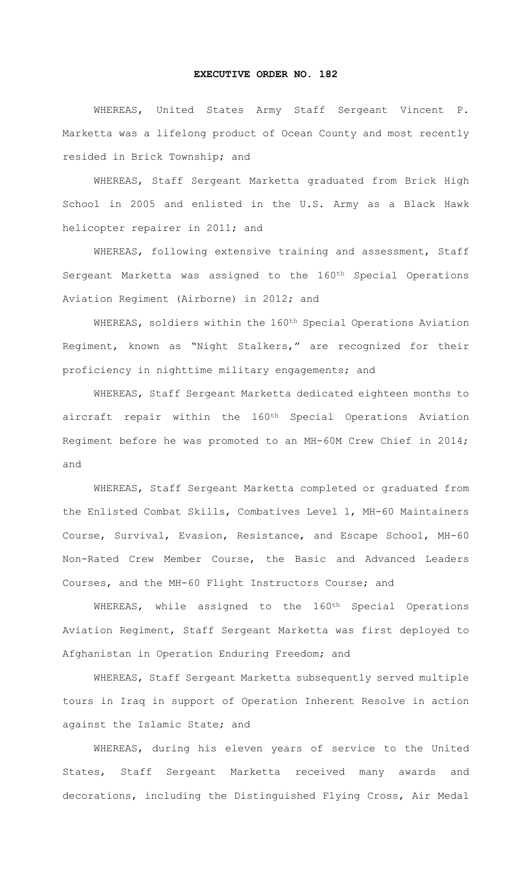# EXECUTIVE ORDER NO. 182

WHEREAS, United States Army Staff Sergeant Vincent P. Marketta was a lifelong product of Ocean County and most recently resided in Brick Township; and

WHEREAS, Staff Sergeant Marketta graduated from Brick High School in 2005 and enlisted in the U.S. Army as a Black Hawk helicopter repairer in 2011; and

WHEREAS, following extensive training and assessment, Staff Sergeant Marketta was assigned to the 160th Special Operations Aviation Regiment (Airborne) in 2012; and

WHEREAS, soldiers within the 160th Special Operations Aviation Regiment, known as "Night Stalkers," are recognized for their proficiency in nighttime military engagements; and

WHEREAS, Staff Sergeant Marketta dedicated eighteen months to aircraft repair within the 160th Special Operations Aviation Regiment before he was promoted to an MH-60M Crew Chief in 2014; and

WHEREAS, Staff Sergeant Marketta completed or graduated from the Enlisted Combat Skills, Combatives Level 1, MH-60 Maintainers Course, Survival, Evasion, Resistance, and Escape School, MH-60 Non-Rated Crew Member Course, the Basic and Advanced Leaders Courses, and the MH-60 Flight Instructors Course; and

WHEREAS, while assigned to the 160th Special Operations Aviation Regiment, Staff Sergeant Marketta was first deployed to Afghanistan in Operation Enduring Freedom; and

WHEREAS, Staff Sergeant Marketta subsequently served multiple tours in Iraq in support of Operation Inherent Resolve in action against the Islamic State; and

WHEREAS, during his eleven years of service to the United States, Staff Sergeant Marketta received many awards and decorations, including the Distinguished Flying Cross, Air Medal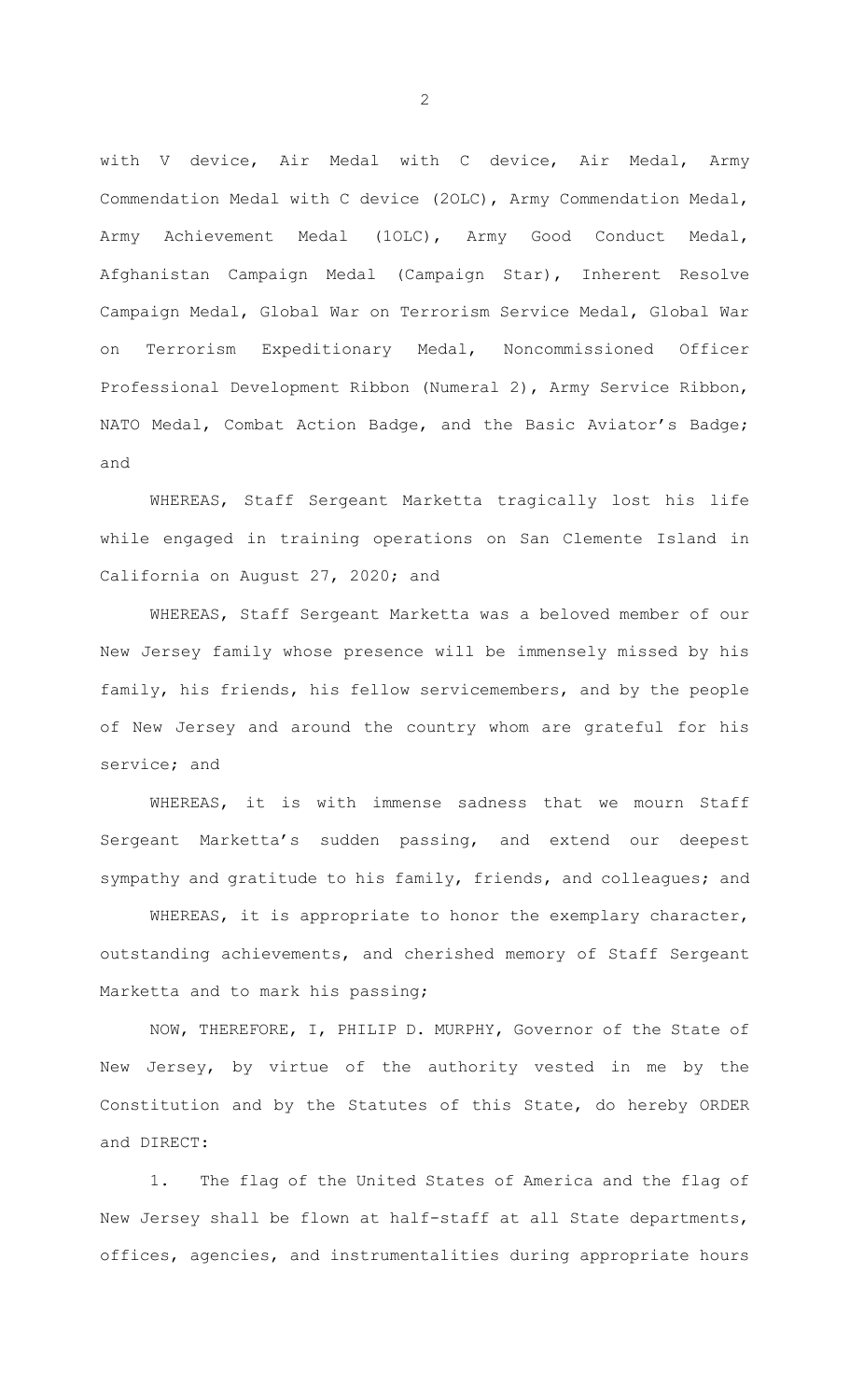with V device, Air Medal with C device, Air Medal, Army Commendation Medal with C device (2OLC), Army Commendation Medal, Army Achievement Medal (1OLC), Army Good Conduct Medal, Afghanistan Campaign Medal (Campaign Star), Inherent Resolve Campaign Medal, Global War on Terrorism Service Medal, Global War on Terrorism Expeditionary Medal, Noncommissioned Officer Professional Development Ribbon (Numeral 2), Army Service Ribbon, NATO Medal, Combat Action Badge, and the Basic Aviator's Badge; and

WHEREAS, Staff Sergeant Marketta tragically lost his life while engaged in training operations on San Clemente Island in California on August 27, 2020; and

WHEREAS, Staff Sergeant Marketta was a beloved member of our New Jersey family whose presence will be immensely missed by his family, his friends, his fellow servicemembers, and by the people of New Jersey and around the country whom are grateful for his service; and

WHEREAS, it is with immense sadness that we mourn Staff Sergeant Marketta's sudden passing, and extend our deepest sympathy and gratitude to his family, friends, and colleagues; and

WHEREAS, it is appropriate to honor the exemplary character, outstanding achievements, and cherished memory of Staff Sergeant Marketta and to mark his passing;

NOW, THEREFORE, I, PHILIP D. MURPHY, Governor of the State of New Jersey, by virtue of the authority vested in me by the Constitution and by the Statutes of this State, do hereby ORDER and DIRECT:

1. The flag of the United States of America and the flag of New Jersey shall be flown at half-staff at all State departments, offices, agencies, and instrumentalities during appropriate hours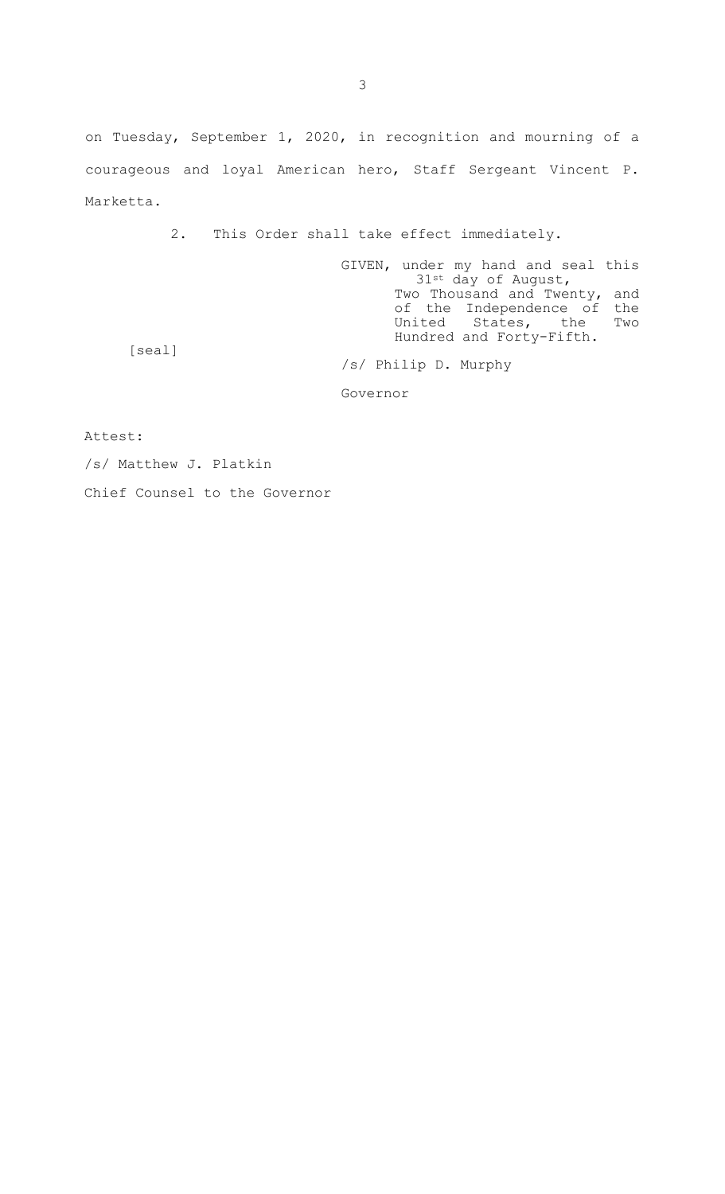on Tuesday, September 1, 2020, in recognition and mourning of a courageous and loyal American hero, Staff Sergeant Vincent P. Marketta.

2. This Order shall take effect immediately.

GIVEN, under my hand and seal this 31st day of August, Two Thousand and Twenty, and of the Independence of the United States, the Two Hundred and Forty-Fifth.

[seal]

/s/ Philip D. Murphy

Governor

Attest:

/s/ Matthew J. Platkin

Chief Counsel to the Governor